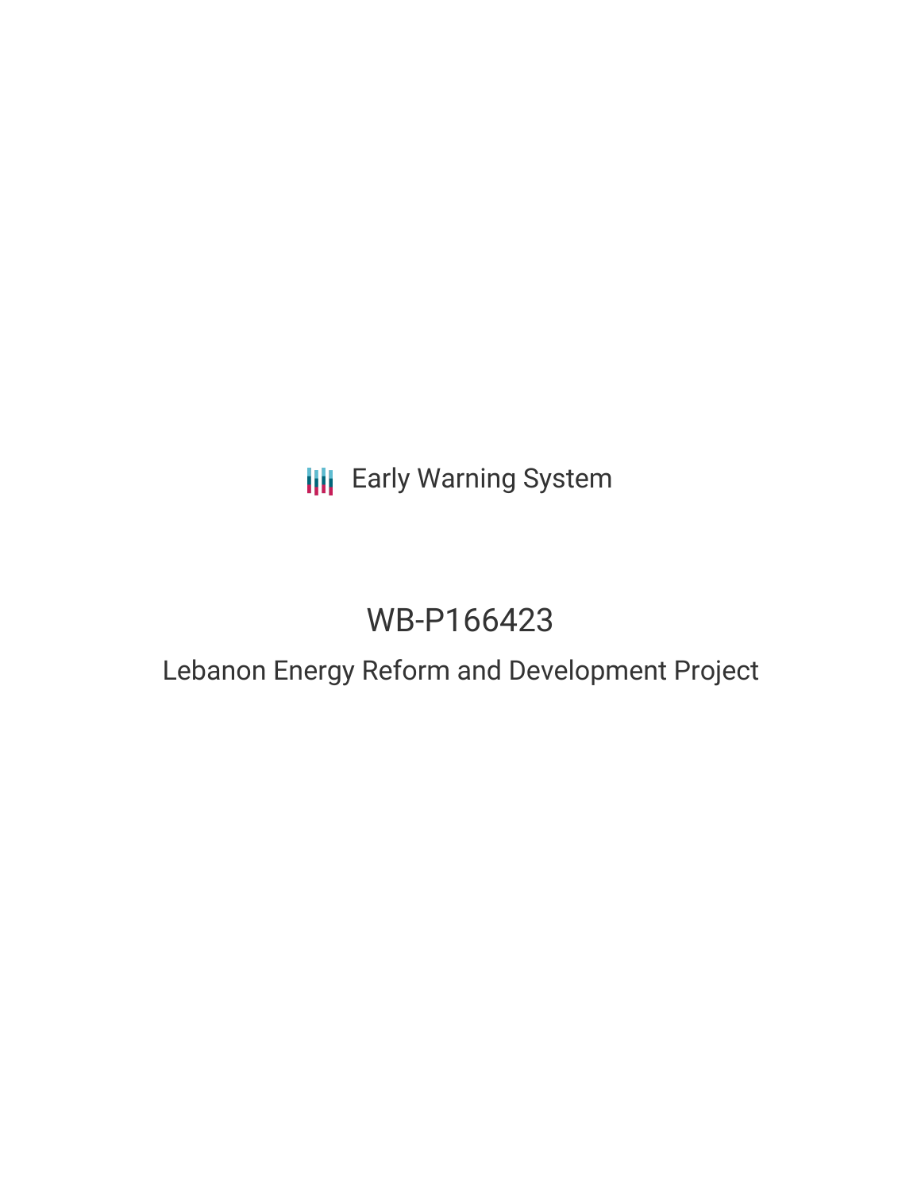Early Warning System

# WB-P166423

## Lebanon Energy Reform and Development Project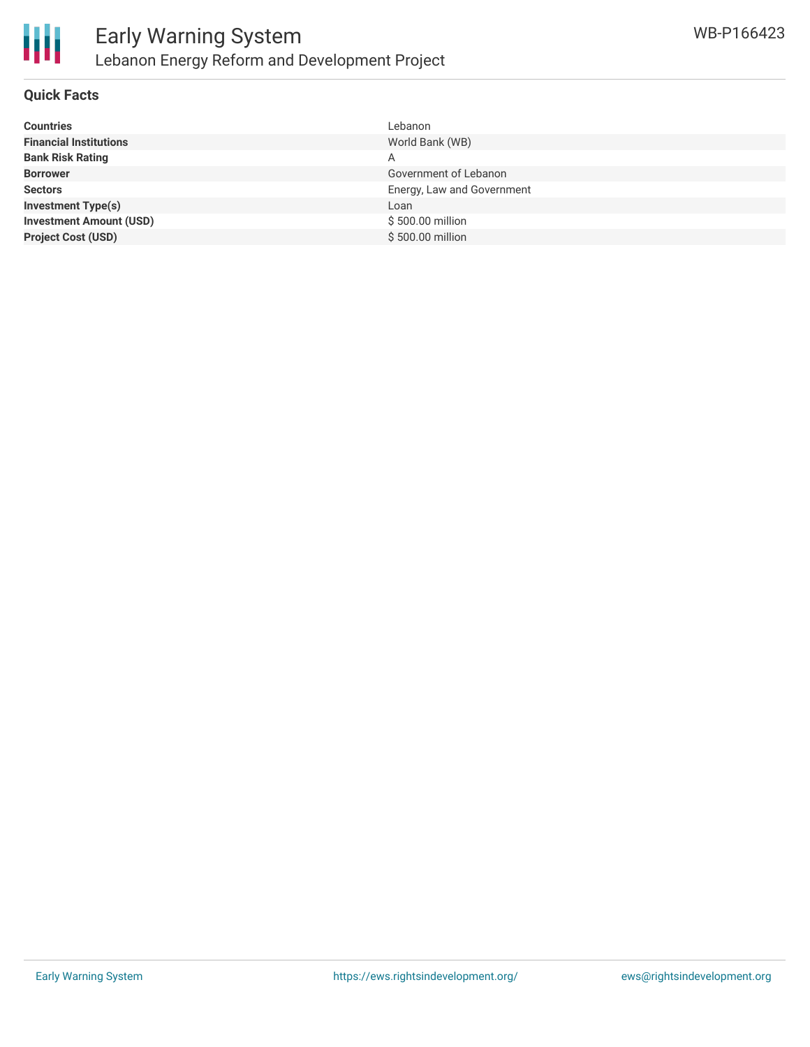# Early Warning System

## Lebanon Energy Reform and Development Project

WB-P166423

### Quick Facts

| | |
|---|---|
| **Countries** | Lebanon |
| **Financial Institutions** | World Bank (WB) |
| **Bank Risk Rating** | A |
| **Borrower** | Government of Lebanon |
| **Sectors** | Energy, Law and Government |
| **Investment Type(s)** | Loan |
| **Investment Amount (USD)** | $ 500.00 million |
| **Project Cost (USD)** | $ 500.00 million |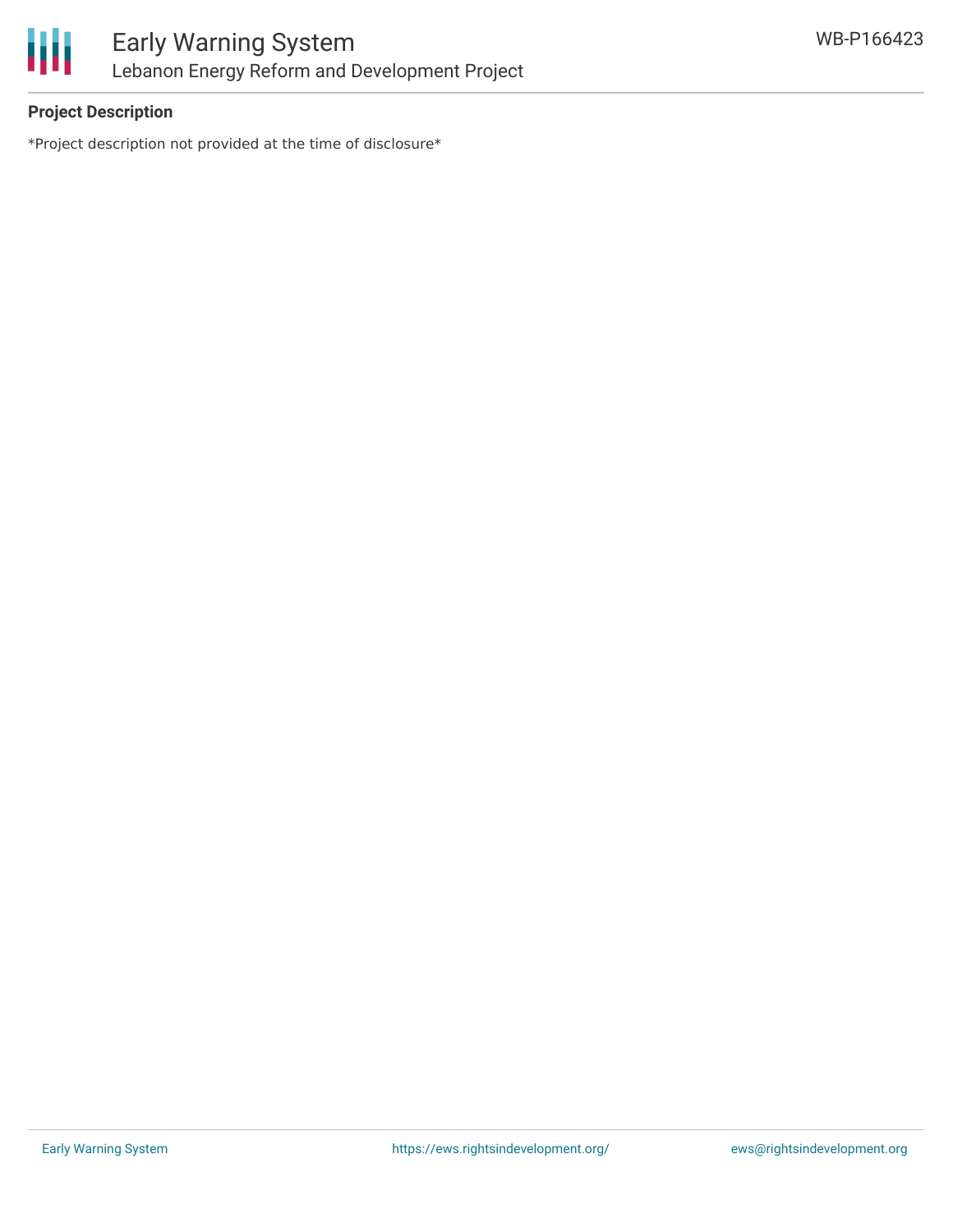**Project Description**

*Project description not provided at the time of disclosure*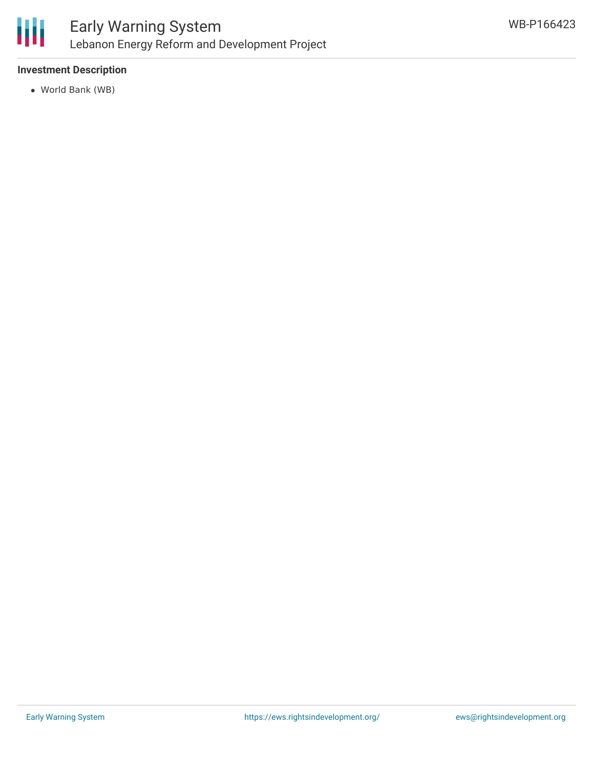### Investment Description

- World Bank (WB)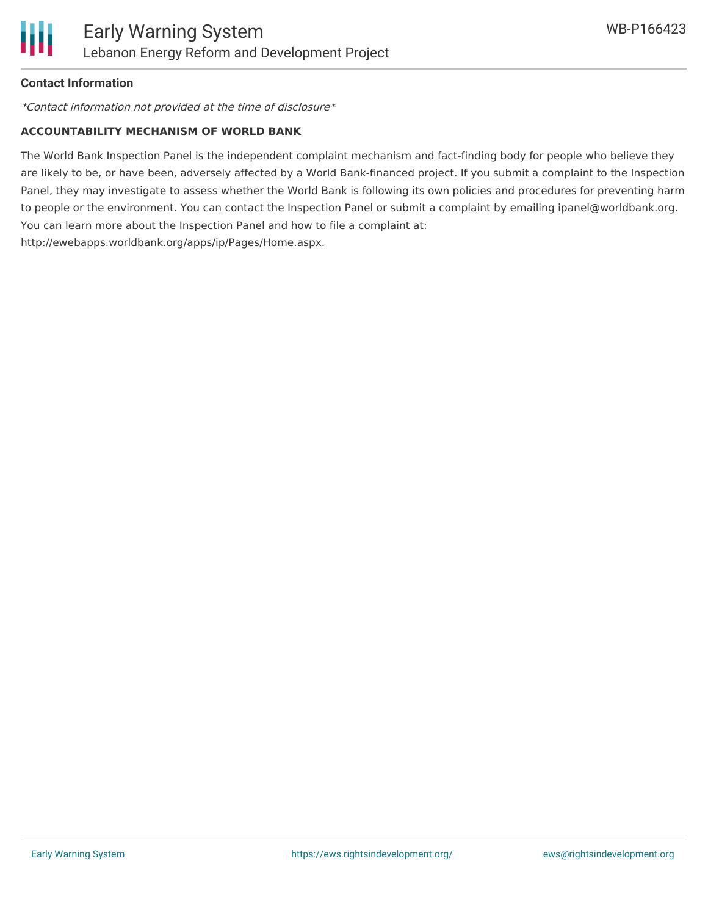**Contact Information**

*\*Contact information not provided at the time of disclosure\**

**ACCOUNTABILITY MECHANISM OF WORLD BANK**

The World Bank Inspection Panel is the independent complaint mechanism and fact-finding body for people who believe they are likely to be, or have been, adversely affected by a World Bank-financed project. If you submit a complaint to the Inspection Panel, they may investigate to assess whether the World Bank is following its own policies and procedures for preventing harm to people or the environment. You can contact the Inspection Panel or submit a complaint by emailing ipanel@worldbank.org. You can learn more about the Inspection Panel and how to file a complaint at: http://ewebapps.worldbank.org/apps/ip/Pages/Home.aspx.